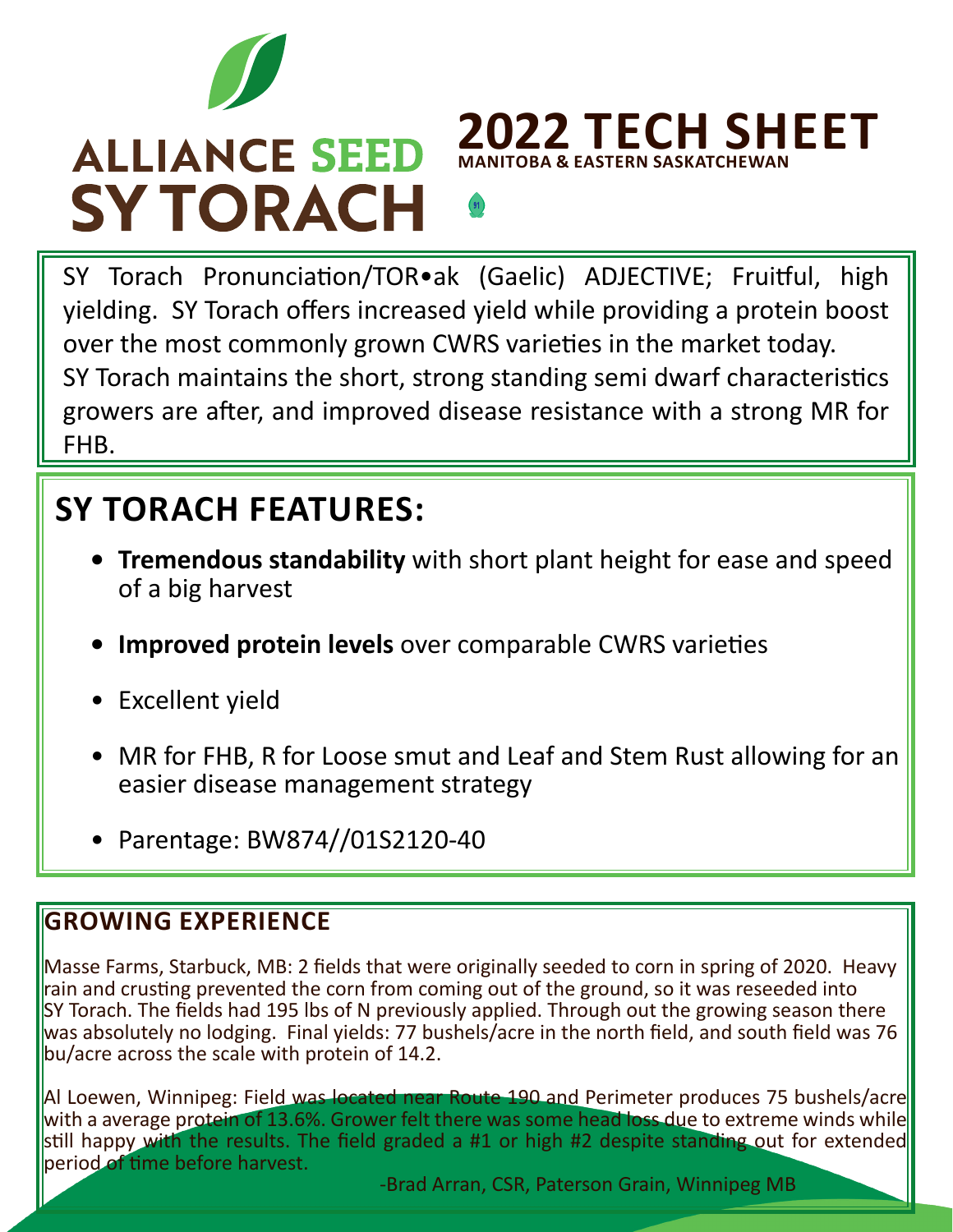# ALLIANCE SEED SY TORACH

# 2022 TECH SHEET

**MANITOBA & EASTERN SASKATCHEWAN**

SY Torach Pronunciation/TOR•ak (Gaelic) ADJECTIVE; Fruitful, high yielding. SY Torach offers increased yield while providing a protein boost over the most commonly grown CWRS varieties in the market today. SY Torach maintains the short, strong standing semi dwarf characteristics growers are after, and improved disease resistance with a strong MR for FHB.

## SY TORACH FEATURES:

- **Tremendous standability** with short plant height for ease and speed of a big harvest
- **Improved protein levels** over comparable CWRS varieties
- Excellent yield
- MR for FHB, R for Loose smut and Leaf and Stem Rust allowing for an easier disease management strategy
- Parentage: BW874//01S2120-40

## GROWING EXPERIENCE

Masse Farms, Starbuck, MB: 2 fields that were originally seeded to corn in spring of 2020. Heavy rain and crusting prevented the corn from coming out of the ground, so it was reseeded into SY Torach. The fields had 195 lbs of N previously applied. Through out the growing season there was absolutely no lodging. Final yields: 77 bushels/acre in the north field, and south field was 76 bu/acre across the scale with protein of 14.2.

Al Loewen, Winnipeg: Field was located near Route 190 and Perimeter produces 75 bushels/acre with a average protein of 13.6%. Grower felt there was some head loss due to extreme winds while still happy with the results. The field graded a #1 or high #2 despite standing out for extended period of time before harvest.

-Brad Arran, CSR, Paterson Grain, Winnipeg MB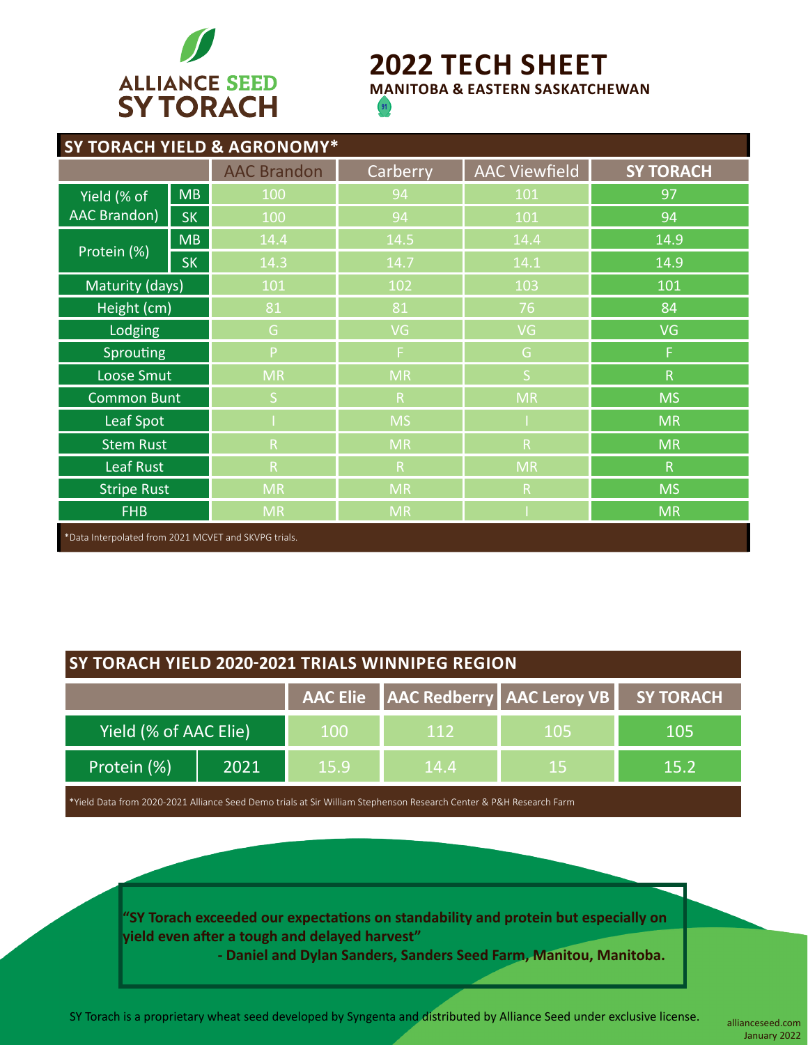# ALLIANCE SEED SY TORACH

# 2022 TECH SHEET

**MANITOBA & EASTERN SASKATCHEWAN**

## SY TORACH YIELD & AGRONOMY*

| | | AAC Brandon | Carberry | AAC Viewfield | SY TORACH |
|---|---|---|---|---|---|
| Yield (% of AAC Brandon) | MB | 100 | 94 | 101 | 97 |
| | SK | 100 | 94 | 101 | 94 |
| Protein (%) | MB | 14.4 | 14.5 | 14.4 | 14.9 |
| | SK | 14.3 | 14.7 | 14.1 | 14.9 |
| Maturity (days) | | 101 | 102 | 103 | 101 |
| Height (cm) | | 81 | 81 | 76 | 84 |
| Lodging | | G | VG | VG | VG |
| Sprouting | | P | F | G | F |
| Loose Smut | | MR | MR | S | R |
| Common Bunt | | S | R | MR | MS |
| Leaf Spot | | I | MS | I | MR |
| Stem Rust | | R | MR | R | MR |
| Leaf Rust | | R | R | MR | R |
| Stripe Rust | | MR | MR | R | MS |
| FHB | | MR | MR | I | MR |

*Data Interpolated from 2021 MCVET and SKVPG trials.

## SY TORACH YIELD 2020-2021 TRIALS WINNIPEG REGION

| | | AAC Elie | AAC Redberry | AAC Leroy VB | SY TORACH |
|---|---|---|---|---|---|
| Yield (% of AAC Elie) | | 100 | 112 | 105 | 105 |
| Protein (%) | 2021 | 15.9 | 14.4 | 15 | 15.2 |

*Yield Data from 2020-2021 Alliance Seed Demo trials at Sir William Stephenson Research Center & P&H Research Farm

**"SY Torach exceeded our expectations on standability and protein but especially on yield even after a tough and delayed harvest"**
**- Daniel and Dylan Sanders, Sanders Seed Farm, Manitou, Manitoba.**

SY Torach is a proprietary wheat seed developed by Syngenta and distributed by Alliance Seed under exclusive license.

allianceseed.com
January 2022